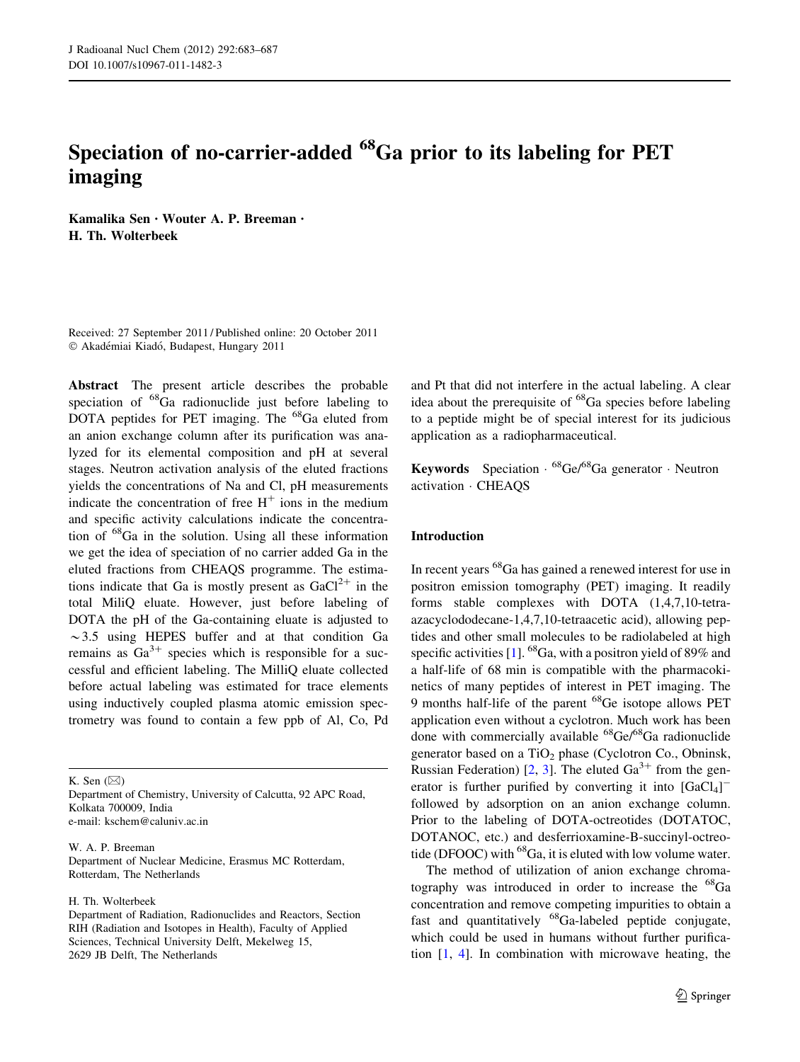# Speciation of no-carrier-added $^{68}Ga$ prior to its labeling for PET imaging

**Kamalika Sen · Wouter A. P. Breeman · H. Th. Wolterbeek**

Received: 27 September 2011 / Published online: 20 October 2011
© Akadémiai Kiadó, Budapest, Hungary 2011

**Abstract** The present article describes the probable speciation of $^{68}Ga$ radionuclide just before labeling to DOTA peptides for PET imaging. The $^{68}Ga$ eluted from an anion exchange column after its purification was analyzed for its elemental composition and pH at several stages. Neutron activation analysis of the eluted fractions yields the concentrations of Na and Cl, pH measurements indicate the concentration of free $H^+$ ions in the medium and specific activity calculations indicate the concentration of $^{68}Ga$ in the solution. Using all these information we get the idea of speciation of no carrier added Ga in the eluted fractions from CHEAQS programme. The estimations indicate that Ga is mostly present as $GaCl^{2+}$ in the total MiliQ eluate. However, just before labeling of DOTA the pH of the Ga-containing eluate is adjusted to ~3.5 using HEPES buffer and at that condition Ga remains as $Ga^{3+}$ species which is responsible for a successful and efficient labeling. The MilliQ eluate collected before actual labeling was estimated for trace elements using inductively coupled plasma atomic emission spectrometry was found to contain a few ppb of Al, Co, Pd and Pt that did not interfere in the actual labeling. A clear idea about the prerequisite of $^{68}Ga$ species before labeling to a peptide might be of special interest for its judicious application as a radiopharmaceutical.

**Keywords** Speciation · $^{68}Ge/^{68}Ga$ generator · Neutron activation · CHEAQS

K. Sen (✉)
Department of Chemistry, University of Calcutta, 92 APC Road, Kolkata 700009, India
e-mail: kschem@caluniv.ac.in

W. A. P. Breeman
Department of Nuclear Medicine, Erasmus MC Rotterdam, Rotterdam, The Netherlands

H. Th. Wolterbeek
Department of Radiation, Radionuclides and Reactors, Section RIH (Radiation and Isotopes in Health), Faculty of Applied Sciences, Technical University Delft, Mekelweg 15, 2629 JB Delft, The Netherlands

## Introduction

In recent years $^{68}Ga$ has gained a renewed interest for use in positron emission tomography (PET) imaging. It readily forms stable complexes with DOTA (1,4,7,10-tetra-azacyclododecane-1,4,7,10-tetraacetic acid), allowing peptides and other small molecules to be radiolabeled at high specific activities [1]. $^{68}Ga$, with a positron yield of 89% and a half-life of 68 min is compatible with the pharmacokinetics of many peptides of interest in PET imaging. The 9 months half-life of the parent $^{68}Ge$ isotope allows PET application even without a cyclotron. Much work has been done with commercially available $^{68}Ge/^{68}Ga$ radionuclide generator based on a $TiO_2$ phase (Cyclotron Co., Obninsk, Russian Federation) [2, 3]. The eluted $Ga^{3+}$ from the generator is further purified by converting it into $[GaCl_4]^-$ followed by adsorption on an anion exchange column. Prior to the labeling of DOTA-octreotides (DOTATOC, DOTANOC, etc.) and desferrioxamine-B-succinyl-octreotide (DFOOC) with $^{68}Ga$, it is eluted with low volume water.

The method of utilization of anion exchange chromatography was introduced in order to increase the $^{68}Ga$ concentration and remove competing impurities to obtain a fast and quantitatively $^{68}Ga$-labeled peptide conjugate, which could be used in humans without further purification [1, 4]. In combination with microwave heating, the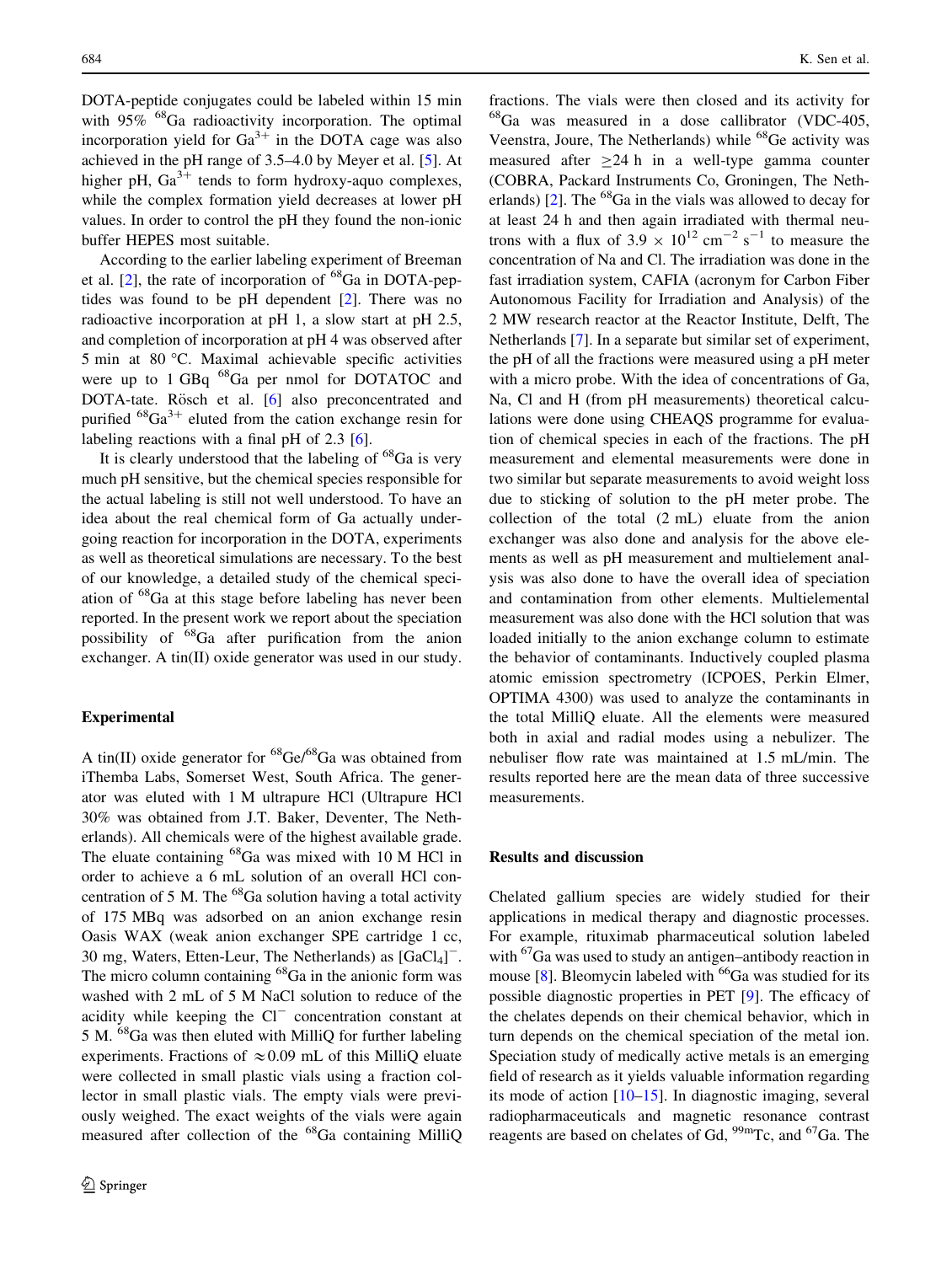DOTA-peptide conjugates could be labeled within 15 min with 95% $^{68}$Ga radioactivity incorporation. The optimal incorporation yield for $Ga^{3+}$ in the DOTA cage was also achieved in the pH range of 3.5–4.0 by Meyer et al. [5]. At higher pH, $Ga^{3+}$ tends to form hydroxy-aquo complexes, while the complex formation yield decreases at lower pH values. In order to control the pH they found the non-ionic buffer HEPES most suitable.

According to the earlier labeling experiment of Breeman et al. [2], the rate of incorporation of $^{68}$Ga in DOTA-peptides was found to be pH dependent [2]. There was no radioactive incorporation at pH 1, a slow start at pH 2.5, and completion of incorporation at pH 4 was observed after 5 min at 80 °C. Maximal achievable specific activities were up to 1 GBq $^{68}$Ga per nmol for DOTATOC and DOTA-tate. Rösch et al. [6] also preconcentrated and purified $^{68}Ga^{3+}$ eluted from the cation exchange resin for labeling reactions with a final pH of 2.3 [6].

It is clearly understood that the labeling of $^{68}$Ga is very much pH sensitive, but the chemical species responsible for the actual labeling is still not well understood. To have an idea about the real chemical form of Ga actually undergoing reaction for incorporation in the DOTA, experiments as well as theoretical simulations are necessary. To the best of our knowledge, a detailed study of the chemical speciation of $^{68}$Ga at this stage before labeling has never been reported. In the present work we report about the speciation possibility of $^{68}$Ga after purification from the anion exchanger. A tin(II) oxide generator was used in our study.

## Experimental

A tin(II) oxide generator for $^{68}$Ge/$^{68}$Ga was obtained from iThemba Labs, Somerset West, South Africa. The generator was eluted with 1 M ultrapure HCl (Ultrapure HCl 30% was obtained from J.T. Baker, Deventer, The Netherlands). All chemicals were of the highest available grade. The eluate containing $^{68}$Ga was mixed with 10 M HCl in order to achieve a 6 mL solution of an overall HCl concentration of 5 M. The $^{68}$Ga solution having a total activity of 175 MBq was adsorbed on an anion exchange resin Oasis WAX (weak anion exchanger SPE cartridge 1 cc, 30 mg, Waters, Etten-Leur, The Netherlands) as $[GaCl_4]^-$. The micro column containing $^{68}$Ga in the anionic form was washed with 2 mL of 5 M NaCl solution to reduce of the acidity while keeping the $Cl^-$ concentration constant at 5 M. $^{68}$Ga was then eluted with MilliQ for further labeling experiments. Fractions of $\approx$0.09 mL of this MilliQ eluate were collected in small plastic vials using a fraction collector in small plastic vials. The empty vials were previously weighed. The exact weights of the vials were again measured after collection of the $^{68}$Ga containing MilliQ fractions. The vials were then closed and its activity for $^{68}$Ga was measured in a dose callibrator (VDC-405, Veenstra, Joure, The Netherlands) while $^{68}$Ge activity was measured after $\geq$24 h in a well-type gamma counter (COBRA, Packard Instruments Co, Groningen, The Netherlands) [2]. The $^{68}$Ga in the vials was allowed to decay for at least 24 h and then again irradiated with thermal neutrons with a flux of $3.9 \times 10^{12}$ cm$^{-2}$ s$^{-1}$ to measure the concentration of Na and Cl. The irradiation was done in the fast irradiation system, CAFIA (acronym for Carbon Fiber Autonomous Facility for Irradiation and Analysis) of the 2 MW research reactor at the Reactor Institute, Delft, The Netherlands [7]. In a separate but similar set of experiment, the pH of all the fractions were measured using a pH meter with a micro probe. With the idea of concentrations of Ga, Na, Cl and H (from pH measurements) theoretical calculations were done using CHEAQS programme for evaluation of chemical species in each of the fractions. The pH measurement and elemental measurements were done in two similar but separate measurements to avoid weight loss due to sticking of solution to the pH meter probe. The collection of the total (2 mL) eluate from the anion exchanger was also done and analysis for the above elements as well as pH measurement and multielement analysis was also done to have the overall idea of speciation and contamination from other elements. Multielemental measurement was also done with the HCl solution that was loaded initially to the anion exchange column to estimate the behavior of contaminants. Inductively coupled plasma atomic emission spectrometry (ICPOES, Perkin Elmer, OPTIMA 4300) was used to analyze the contaminants in the total MilliQ eluate. All the elements were measured both in axial and radial modes using a nebulizer. The nebuliser flow rate was maintained at 1.5 mL/min. The results reported here are the mean data of three successive measurements.

## Results and discussion

Chelated gallium species are widely studied for their applications in medical therapy and diagnostic processes. For example, rituximab pharmaceutical solution labeled with $^{67}$Ga was used to study an antigen–antibody reaction in mouse [8]. Bleomycin labeled with $^{66}$Ga was studied for its possible diagnostic properties in PET [9]. The efficacy of the chelates depends on their chemical behavior, which in turn depends on the chemical speciation of the metal ion. Speciation study of medically active metals is an emerging field of research as it yields valuable information regarding its mode of action [10–15]. In diagnostic imaging, several radiopharmaceuticals and magnetic resonance contrast reagents are based on chelates of Gd, $^{99m}$Tc, and $^{67}$Ga. The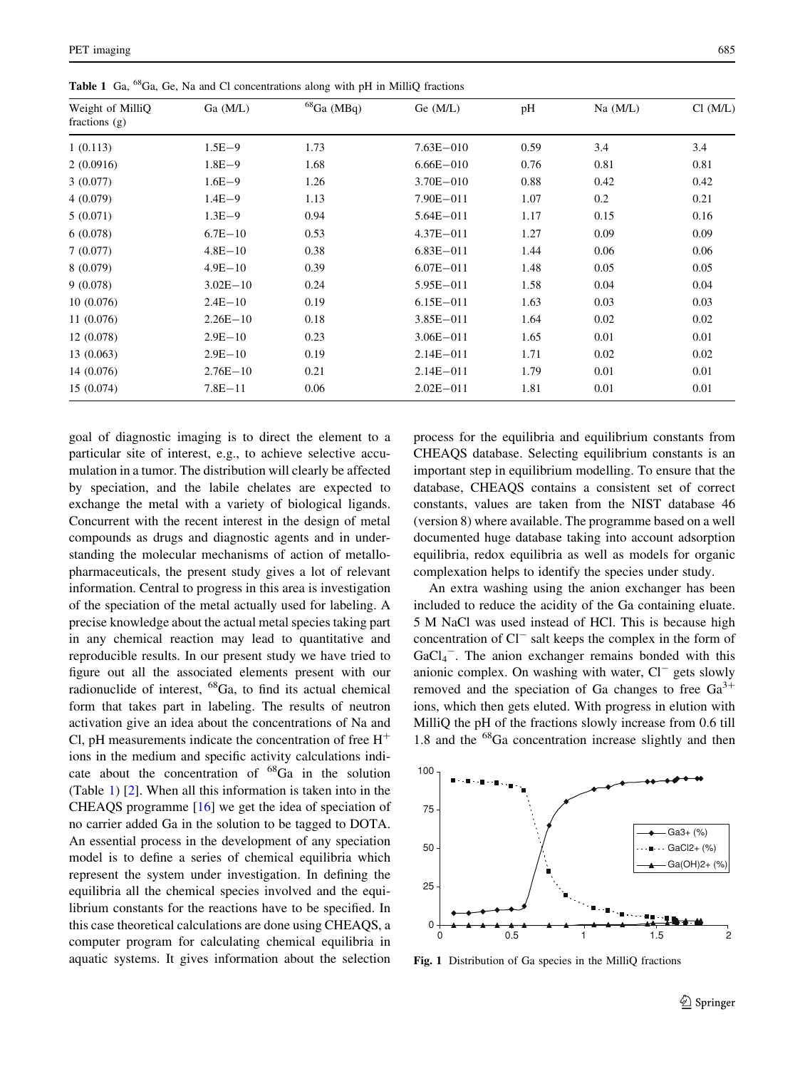**Table 1** Ga, $^{68}$Ga, Ge, Na and Cl concentrations along with pH in MilliQ fractions

| Weight of MilliQ fractions (g) | Ga (M/L) | $^{68}$Ga (MBq) | Ge (M/L) | pH | Na (M/L) | Cl (M/L) |
|---|---|---|---|---|---|---|
| 1 (0.113) | 1.5E−9 | 1.73 | 7.63E−010 | 0.59 | 3.4 | 3.4 |
| 2 (0.0916) | 1.8E−9 | 1.68 | 6.66E−010 | 0.76 | 0.81 | 0.81 |
| 3 (0.077) | 1.6E−9 | 1.26 | 3.70E−010 | 0.88 | 0.42 | 0.42 |
| 4 (0.079) | 1.4E−9 | 1.13 | 7.90E−011 | 1.07 | 0.2 | 0.21 |
| 5 (0.071) | 1.3E−9 | 0.94 | 5.64E−011 | 1.17 | 0.15 | 0.16 |
| 6 (0.078) | 6.7E−10 | 0.53 | 4.37E−011 | 1.27 | 0.09 | 0.09 |
| 7 (0.077) | 4.8E−10 | 0.38 | 6.83E−011 | 1.44 | 0.06 | 0.06 |
| 8 (0.079) | 4.9E−10 | 0.39 | 6.07E−011 | 1.48 | 0.05 | 0.05 |
| 9 (0.078) | 3.02E−10 | 0.24 | 5.95E−011 | 1.58 | 0.04 | 0.04 |
| 10 (0.076) | 2.4E−10 | 0.19 | 6.15E−011 | 1.63 | 0.03 | 0.03 |
| 11 (0.076) | 2.26E−10 | 0.18 | 3.85E−011 | 1.64 | 0.02 | 0.02 |
| 12 (0.078) | 2.9E−10 | 0.23 | 3.06E−011 | 1.65 | 0.01 | 0.01 |
| 13 (0.063) | 2.9E−10 | 0.19 | 2.14E−011 | 1.71 | 0.02 | 0.02 |
| 14 (0.076) | 2.76E−10 | 0.21 | 2.14E−011 | 1.79 | 0.01 | 0.01 |
| 15 (0.074) | 7.8E−11 | 0.06 | 2.02E−011 | 1.81 | 0.01 | 0.01 |

goal of diagnostic imaging is to direct the element to a particular site of interest, e.g., to achieve selective accumulation in a tumor. The distribution will clearly be affected by speciation, and the labile chelates are expected to exchange the metal with a variety of biological ligands. Concurrent with the recent interest in the design of metal compounds as drugs and diagnostic agents and in understanding the molecular mechanisms of action of metallopharmaceuticals, the present study gives a lot of relevant information. Central to progress in this area is investigation of the speciation of the metal actually used for labeling. A precise knowledge about the actual metal species taking part in any chemical reaction may lead to quantitative and reproducible results. In our present study we have tried to figure out all the associated elements present with our radionuclide of interest, $^{68}$Ga, to find its actual chemical form that takes part in labeling. The results of neutron activation give an idea about the concentrations of Na and Cl, pH measurements indicate the concentration of free $H^+$ ions in the medium and specific activity calculations indicate about the concentration of $^{68}$Ga in the solution (Table 1) [2]. When all this information is taken into in the CHEAQS programme [16] we get the idea of speciation of no carrier added Ga in the solution to be tagged to DOTA. An essential process in the development of any speciation model is to define a series of chemical equilibria which represent the system under investigation. In defining the equilibria all the chemical species involved and the equilibrium constants for the reactions have to be specified. In this case theoretical calculations are done using CHEAQS, a computer program for calculating chemical equilibria in aquatic systems. It gives information about the selection process for the equilibria and equilibrium constants from CHEAQS database. Selecting equilibrium constants is an important step in equilibrium modelling. To ensure that the database, CHEAQS contains a consistent set of correct constants, values are taken from the NIST database 46 (version 8) where available. The programme based on a well documented huge database taking into account adsorption equilibria, redox equilibria as well as models for organic complexation helps to identify the species under study.

An extra washing using the anion exchanger has been included to reduce the acidity of the Ga containing eluate. 5 M NaCl was used instead of HCl. This is because high concentration of $Cl^-$ salt keeps the complex in the form of $GaCl_4^-$. The anion exchanger remains bonded with this anionic complex. On washing with water, $Cl^-$ gets slowly removed and the speciation of Ga changes to free $Ga^{3+}$ ions, which then gets eluted. With progress in elution with MilliQ the pH of the fractions slowly increase from 0.6 till 1.8 and the $^{68}$Ga concentration increase slightly and then

**Fig. 1** Distribution of Ga species in the MilliQ fractions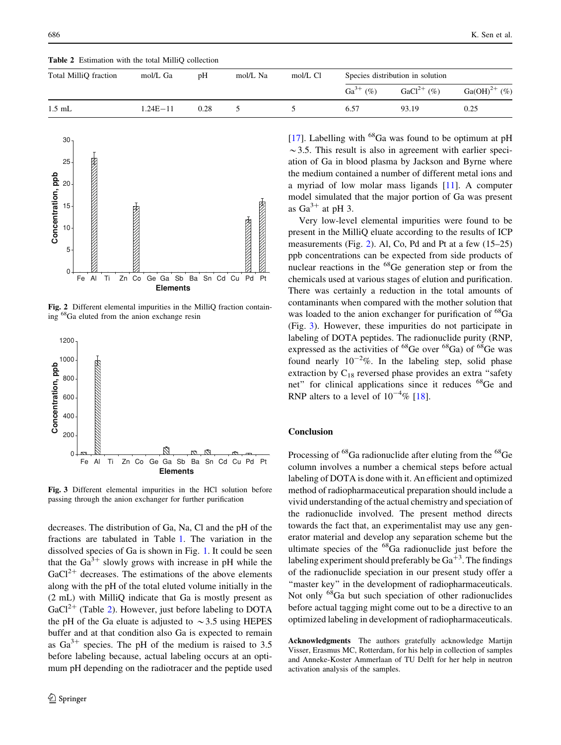**Table 2** Estimation with the total MilliQ collection

| Total MilliQ fraction | mol/L Ga | pH | mol/L Na | mol/L Cl | Species distribution in solution | | |
|---|---|---|---|---|---|---|---|
| | | | | | $Ga^{3+}$ (%) | $GaCl^{2+}$ (%) | $Ga(OH)^{2+}$ (%) |
| 1.5 mL | 1.24E−11 | 0.28 | 5 | 5 | 6.57 | 93.19 | 0.25 |

**Fig. 2** Different elemental impurities in the MilliQ fraction containing $^{68}$Ga eluted from the anion exchange resin

**Fig. 3** Different elemental impurities in the HCl solution before passing through the anion exchanger for further purification

decreases. The distribution of Ga, Na, Cl and the pH of the fractions are tabulated in Table 1. The variation in the dissolved species of Ga is shown in Fig. 1. It could be seen that the $Ga^{3+}$ slowly grows with increase in pH while the $GaCl^{2+}$ decreases. The estimations of the above elements along with the pH of the total eluted volume initially in the (2 mL) with MilliQ indicate that Ga is mostly present as $GaCl^{2+}$ (Table 2). However, just before labeling to DOTA the pH of the Ga eluate is adjusted to $\sim$3.5 using HEPES buffer and at that condition also Ga is expected to remain as $Ga^{3+}$ species. The pH of the medium is raised to 3.5 before labeling because, actual labeling occurs at an optimum pH depending on the radiotracer and the peptide used [17]. Labelling with $^{68}$Ga was found to be optimum at pH $\sim$3.5. This result is also in agreement with earlier speciation of Ga in blood plasma by Jackson and Byrne where the medium contained a number of different metal ions and a myriad of low molar mass ligands [11]. A computer model simulated that the major portion of Ga was present as $Ga^{3+}$ at pH 3.

Very low-level elemental impurities were found to be present in the MilliQ eluate according to the results of ICP measurements (Fig. 2). Al, Co, Pd and Pt at a few (15–25) ppb concentrations can be expected from side products of nuclear reactions in the $^{68}$Ge generation step or from the chemicals used at various stages of elution and purification. There was certainly a reduction in the total amounts of contaminants when compared with the mother solution that was loaded to the anion exchanger for purification of $^{68}$Ga (Fig. 3). However, these impurities do not participate in labeling of DOTA peptides. The radionuclide purity (RNP, expressed as the activities of $^{68}$Ge over $^{68}$Ga) of $^{68}$Ge was found nearly $10^{-2}$%. In the labeling step, solid phase extraction by $C_{18}$ reversed phase provides an extra "safety net" for clinical applications since it reduces $^{68}$Ge and RNP alters to a level of $10^{-4}$% [18].

## Conclusion

Processing of $^{68}$Ga radionuclide after eluting from the $^{68}$Ge column involves a number a chemical steps before actual labeling of DOTA is done with it. An efficient and optimized method of radiopharmaceutical preparation should include a vivid understanding of the actual chemistry and speciation of the radionuclide involved. The present method directs towards the fact that, an experimentalist may use any generator material and develop any separation scheme but the ultimate species of the $^{68}$Ga radionuclide just before the labeling experiment should preferably be $Ga^{+3}$. The findings of the radionuclide speciation in our present study offer a "master key" in the development of radiopharmaceuticals. Not only $^{68}$Ga but such speciation of other radionuclides before actual tagging might come out to be a directive to an optimized labeling in development of radiopharmaceuticals.

**Acknowledgments** The authors gratefully acknowledge Martijn Visser, Erasmus MC, Rotterdam, for his help in collection of samples and Anneke-Koster Ammerlaan of TU Delft for her help in neutron activation analysis of the samples.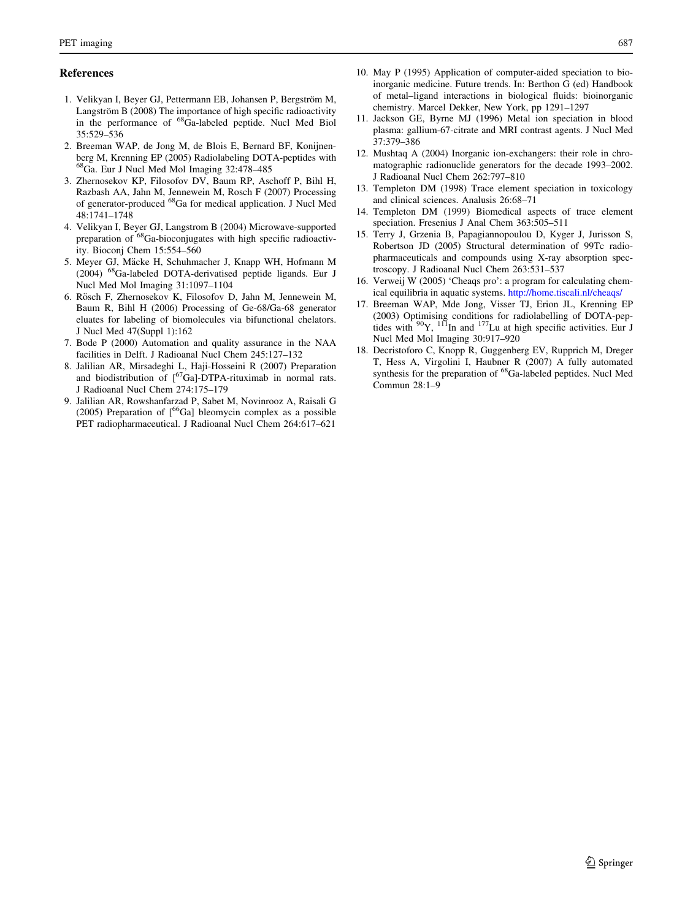## References

1. Velikyan I, Beyer GJ, Pettermann EB, Johansen P, Bergström M, Langström B (2008) The importance of high specific radioactivity in the performance of $^{68}$Ga-labeled peptide. Nucl Med Biol 35:529–536
2. Breeman WAP, de Jong M, de Blois E, Bernard BF, Konijnenberg M, Krenning EP (2005) Radiolabeling DOTA-peptides with $^{68}$Ga. Eur J Nucl Med Mol Imaging 32:478–485
3. Zhernosekov KP, Filosofov DV, Baum RP, Aschoff P, Bihl H, Razbash AA, Jahn M, Jennewein M, Rosch F (2007) Processing of generator-produced $^{68}$Ga for medical application. J Nucl Med 48:1741–1748
4. Velikyan I, Beyer GJ, Langstrom B (2004) Microwave-supported preparation of $^{68}$Ga-bioconjugates with high specific radioactivity. Bioconj Chem 15:554–560
5. Meyer GJ, Mäcke H, Schuhmacher J, Knapp WH, Hofmann M (2004) $^{68}$Ga-labeled DOTA-derivatised peptide ligands. Eur J Nucl Med Mol Imaging 31:1097–1104
6. Rösch F, Zhernosekov K, Filosofov D, Jahn M, Jennewein M, Baum R, Bihl H (2006) Processing of Ge-68/Ga-68 generator eluates for labeling of biomolecules via bifunctional chelators. J Nucl Med 47(Suppl 1):162
7. Bode P (2000) Automation and quality assurance in the NAA facilities in Delft. J Radioanal Nucl Chem 245:127–132
8. Jalilian AR, Mirsadeghi L, Haji-Hosseini R (2007) Preparation and biodistribution of [$^{67}$Ga]-DTPA-rituximab in normal rats. J Radioanal Nucl Chem 274:175–179
9. Jalilian AR, Rowshanfarzad P, Sabet M, Novinrooz A, Raisali G (2005) Preparation of [$^{66}$Ga] bleomycin complex as a possible PET radiopharmaceutical. J Radioanal Nucl Chem 264:617–621
10. May P (1995) Application of computer-aided speciation to bioinorganic medicine. Future trends. In: Berthon G (ed) Handbook of metal–ligand interactions in biological fluids: bioinorganic chemistry. Marcel Dekker, New York, pp 1291–1297
11. Jackson GE, Byrne MJ (1996) Metal ion speciation in blood plasma: gallium-67-citrate and MRI contrast agents. J Nucl Med 37:379–386
12. Mushtaq A (2004) Inorganic ion-exchangers: their role in chromatographic radionuclide generators for the decade 1993–2002. J Radioanal Nucl Chem 262:797–810
13. Templeton DM (1998) Trace element speciation in toxicology and clinical sciences. Analusis 26:68–71
14. Templeton DM (1999) Biomedical aspects of trace element speciation. Fresenius J Anal Chem 363:505–511
15. Terry J, Grzenia B, Papagiannopoulou D, Kyger J, Jurisson S, Robertson JD (2005) Structural determination of 99Tc radiopharmaceuticals and compounds using X-ray absorption spectroscopy. J Radioanal Nucl Chem 263:531–537
16. Verweij W (2005) 'Cheaqs pro': a program for calculating chemical equilibria in aquatic systems. http://home.tiscali.nl/cheaqs/
17. Breeman WAP, Mde Jong, Visser TJ, Erion JL, Krenning EP (2003) Optimising conditions for radiolabelling of DOTA-peptides with $^{90}$Y, $^{111}$In and $^{177}$Lu at high specific activities. Eur J Nucl Med Mol Imaging 30:917–920
18. Decristoforo C, Knopp R, Guggenberg EV, Rupprich M, Dreger T, Hess A, Virgolini I, Haubner R (2007) A fully automated synthesis for the preparation of $^{68}$Ga-labeled peptides. Nucl Med Commun 28:1–9